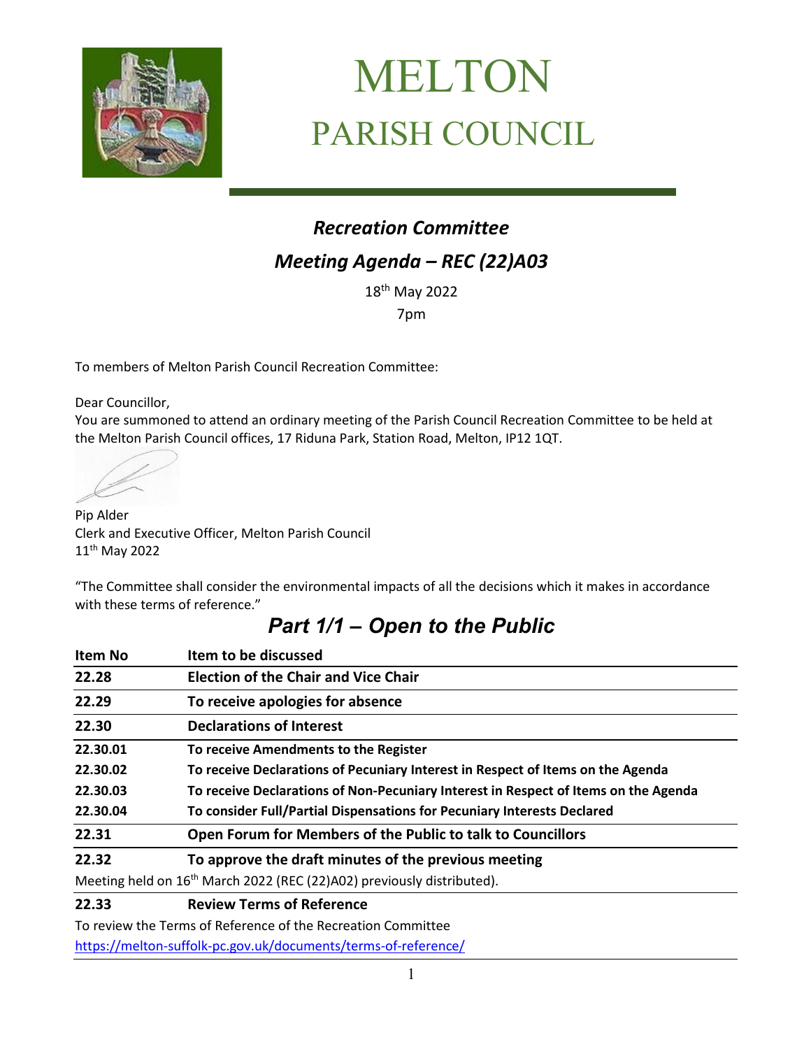# MELTON PARISH COUNCIL

## *Recreation Committee*

## *Meeting Agenda – REC (22)A03*

18th May 2022

7pm

To members of Melton Parish Council Recreation Committee:

Dear Councillor,
You are summoned to attend an ordinary meeting of the Parish Council Recreation Committee to be held at the Melton Parish Council offices, 17 Riduna Park, Station Road, Melton, IP12 1QT.

Pip Alder
Clerk and Executive Officer, Melton Parish Council
11th May 2022

"The Committee shall consider the environmental impacts of all the decisions which it makes in accordance with these terms of reference."

## *Part 1/1 – Open to the Public*

| Item No | Item to be discussed |
|---|---|
| **22.28** | **Election of the Chair and Vice Chair** |
| **22.29** | **To receive apologies for absence** |
| **22.30** | **Declarations of Interest** |
| **22.30.01** | **To receive Amendments to the Register** |
| **22.30.02** | **To receive Declarations of Pecuniary Interest in Respect of Items on the Agenda** |
| **22.30.03** | **To receive Declarations of Non-Pecuniary Interest in Respect of Items on the Agenda** |
| **22.30.04** | **To consider Full/Partial Dispensations for Pecuniary Interests Declared** |
| **22.31** | **Open Forum for Members of the Public to talk to Councillors** |
| **22.32** | **To approve the draft minutes of the previous meeting** |

Meeting held on 16th March 2022 (REC (22)A02) previously distributed).

| | |
|---|---|
| **22.33** | **Review Terms of Reference** |

To review the Terms of Reference of the Recreation Committee
https://melton-suffolk-pc.gov.uk/documents/terms-of-reference/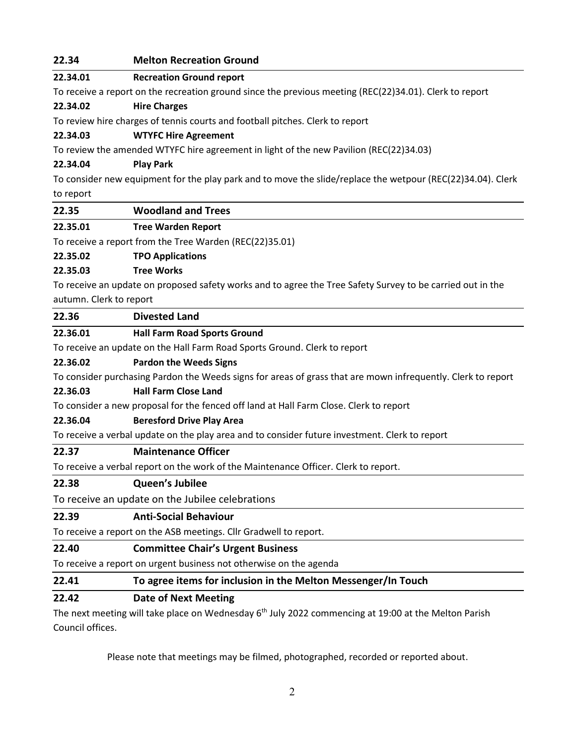## 22.34 Melton Recreation Ground

### 22.34.01 Recreation Ground report

To receive a report on the recreation ground since the previous meeting (REC(22)34.01). Clerk to report

### 22.34.02 Hire Charges

To review hire charges of tennis courts and football pitches. Clerk to report

### 22.34.03 WTYFC Hire Agreement

To review the amended WTYFC hire agreement in light of the new Pavilion (REC(22)34.03)

### 22.34.04 Play Park

To consider new equipment for the play park and to move the slide/replace the wetpour (REC(22)34.04). Clerk to report

## 22.35 Woodland and Trees

### 22.35.01 Tree Warden Report

To receive a report from the Tree Warden (REC(22)35.01)

### 22.35.02 TPO Applications

### 22.35.03 Tree Works

To receive an update on proposed safety works and to agree the Tree Safety Survey to be carried out in the autumn. Clerk to report

## 22.36 Divested Land

### 22.36.01 Hall Farm Road Sports Ground

To receive an update on the Hall Farm Road Sports Ground. Clerk to report

### 22.36.02 Pardon the Weeds Signs

To consider purchasing Pardon the Weeds signs for areas of grass that are mown infrequently. Clerk to report

### 22.36.03 Hall Farm Close Land

To consider a new proposal for the fenced off land at Hall Farm Close. Clerk to report

### 22.36.04 Beresford Drive Play Area

To receive a verbal update on the play area and to consider future investment. Clerk to report

## 22.37 Maintenance Officer

To receive a verbal report on the work of the Maintenance Officer. Clerk to report.

## 22.38 Queen's Jubilee

To receive an update on the Jubilee celebrations

## 22.39 Anti-Social Behaviour

To receive a report on the ASB meetings. Cllr Gradwell to report.

## 22.40 Committee Chair's Urgent Business

To receive a report on urgent business not otherwise on the agenda

## 22.41 To agree items for inclusion in the Melton Messenger/In Touch

## 22.42 Date of Next Meeting

The next meeting will take place on Wednesday 6th July 2022 commencing at 19:00 at the Melton Parish Council offices.

Please note that meetings may be filmed, photographed, recorded or reported about.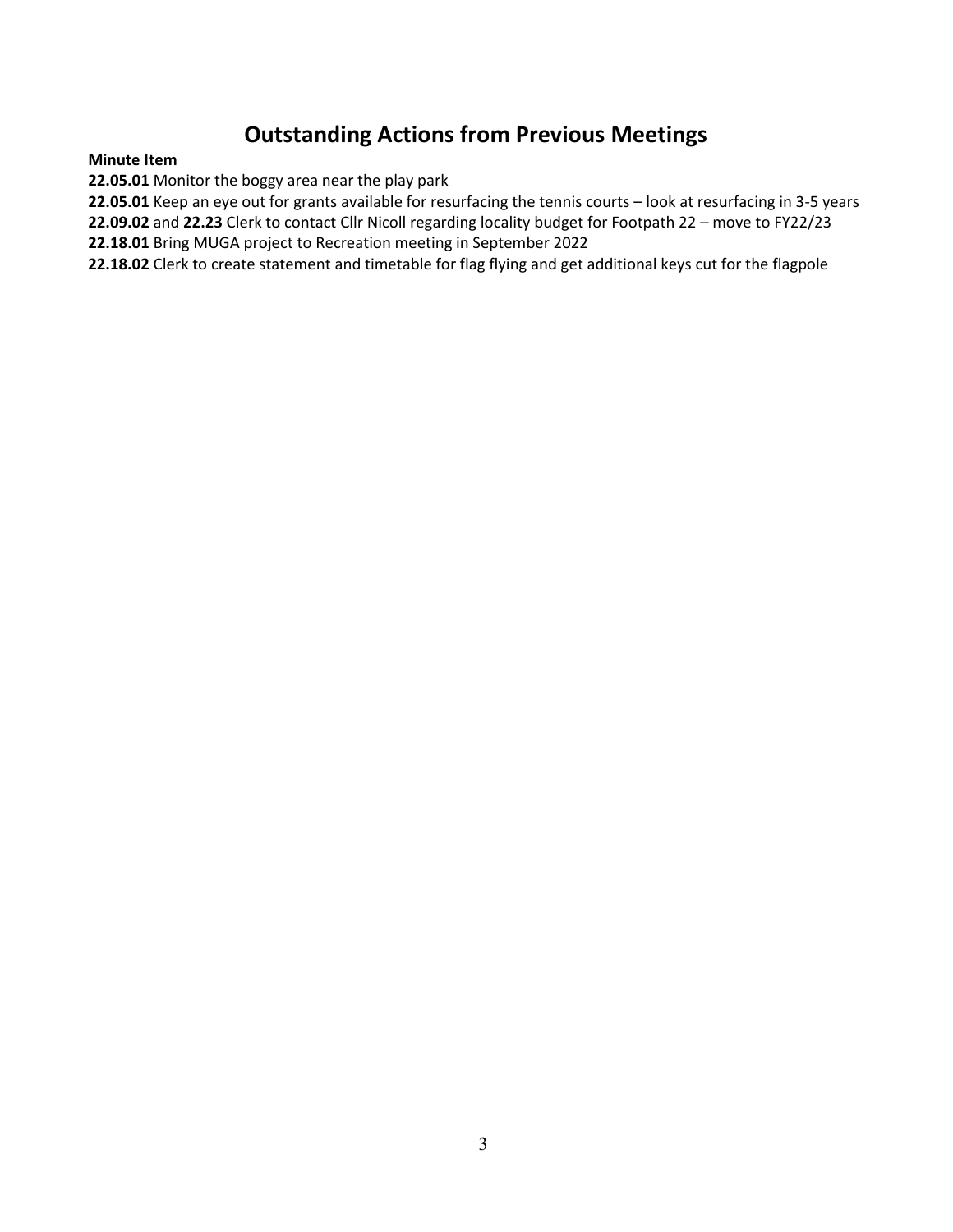# Outstanding Actions from Previous Meetings

**Minute Item**

**22.05.01** Monitor the boggy area near the play park
**22.05.01** Keep an eye out for grants available for resurfacing the tennis courts – look at resurfacing in 3-5 years
**22.09.02** and **22.23** Clerk to contact Cllr Nicoll regarding locality budget for Footpath 22 – move to FY22/23
**22.18.01** Bring MUGA project to Recreation meeting in September 2022
**22.18.02** Clerk to create statement and timetable for flag flying and get additional keys cut for the flagpole